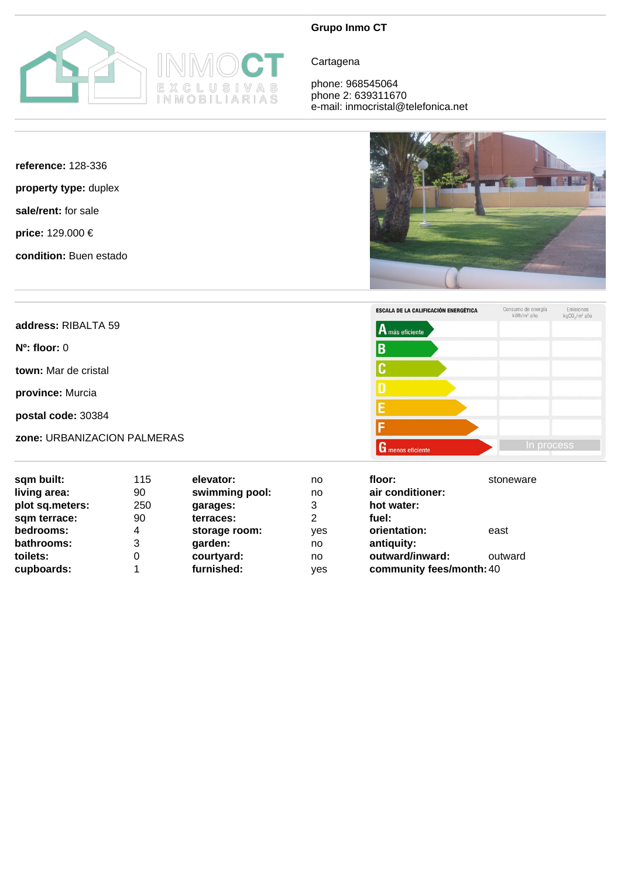**Grupo Inmo CT**

Cartagena

phone: 968545064
phone 2: 639311670
e-mail: inmocristal@telefonica.net

**reference:** 128-336

**property type:** duplex

**sale/rent:** for sale

**price:** 129.000 €

**condition:** Buen estado

**address:** RIBALTA 59

**Nº: floor:** 0

**town:** Mar de cristal

**province:** Murcia

**postal code:** 30384

**zone:** URBANIZACION PALMERAS

ESCALA DE LA CALIFICACIÓN ENERGÉTICA

| | Consumo de energía kWh/m² año | Emisiones kgCO₂/m² año |
|---|---|---|
| A más eficiente | | |
| B | | |
| C | | |
| D | | |
| E | | |
| F | | |
| G menos eficiente | In process | |

| | | | | | |
|---|---|---|---|---|---|
| **sqm built:** | 115 | **elevator:** | no | **floor:** | stoneware |
| **living area:** | 90 | **swimming pool:** | no | **air conditioner:** | |
| **plot sq.meters:** | 250 | **garages:** | 3 | **hot water:** | |
| **sqm terrace:** | 90 | **terraces:** | 2 | **fuel:** | |
| **bedrooms:** | 4 | **storage room:** | yes | **orientation:** | east |
| **bathrooms:** | 3 | **garden:** | no | **antiquity:** | |
| **toilets:** | 0 | **courtyard:** | no | **outward/inward:** | outward |
| **cupboards:** | 1 | **furnished:** | yes | **community fees/month:** | 40 |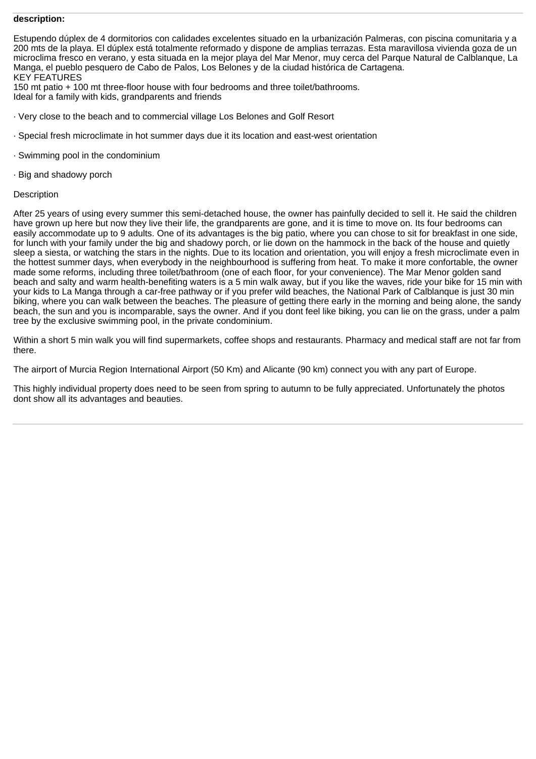**description:**

Estupendo dúplex de 4 dormitorios con calidades excelentes situado en la urbanización Palmeras, con piscina comunitaria y a 200 mts de la playa. El dúplex está totalmente reformado y dispone de amplias terrazas. Esta maravillosa vivienda goza de un microclima fresco en verano, y esta situada en la mejor playa del Mar Menor, muy cerca del Parque Natural de Calblanque, La Manga, el pueblo pesquero de Cabo de Palos, Los Belones y de la ciudad histórica de Cartagena.
KEY FEATURES
150 mt patio + 100 mt three-floor house with four bedrooms and three toilet/bathrooms.
Ideal for a family with kids, grandparents and friends

· Very close to the beach and to commercial village Los Belones and Golf Resort

· Special fresh microclimate in hot summer days due it its location and east-west orientation

· Swimming pool in the condominium

· Big and shadowy porch

Description

After 25 years of using every summer this semi-detached house, the owner has painfully decided to sell it. He said the children have grown up here but now they live their life, the grandparents are gone, and it is time to move on. Its four bedrooms can easily accommodate up to 9 adults. One of its advantages is the big patio, where you can chose to sit for breakfast in one side, for lunch with your family under the big and shadowy porch, or lie down on the hammock in the back of the house and quietly sleep a siesta, or watching the stars in the nights. Due to its location and orientation, you will enjoy a fresh microclimate even in the hottest summer days, when everybody in the neighbourhood is suffering from heat. To make it more confortable, the owner made some reforms, including three toilet/bathroom (one of each floor, for your convenience). The Mar Menor golden sand beach and salty and warm health-benefiting waters is a 5 min walk away, but if you like the waves, ride your bike for 15 min with your kids to La Manga through a car-free pathway or if you prefer wild beaches, the National Park of Calblanque is just 30 min biking, where you can walk between the beaches. The pleasure of getting there early in the morning and being alone, the sandy beach, the sun and you is incomparable, says the owner. And if you dont feel like biking, you can lie on the grass, under a palm tree by the exclusive swimming pool, in the private condominium.

Within a short 5 min walk you will find supermarkets, coffee shops and restaurants. Pharmacy and medical staff are not far from there.

The airport of Murcia Region International Airport (50 Km) and Alicante (90 km) connect you with any part of Europe.

This highly individual property does need to be seen from spring to autumn to be fully appreciated. Unfortunately the photos dont show all its advantages and beauties.